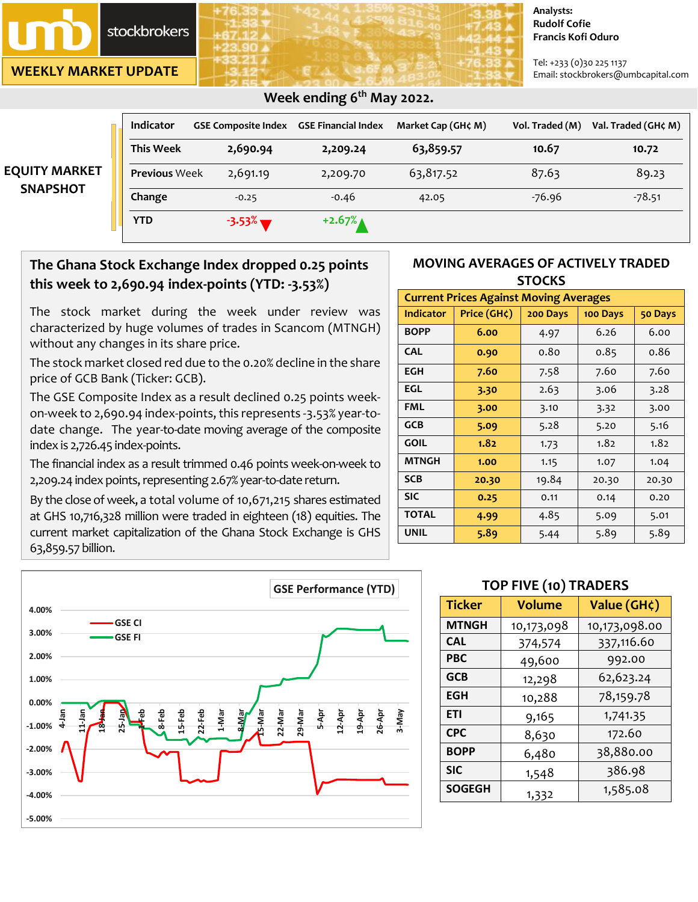# umb stockbrokers

## WEEKLY MARKET UPDATE

Analysts:
**Rudolf Cofie**
**Francis Kofi Oduro**

Tel: +233 (0)30 225 1137
Email: stockbrokers@umbcapital.com

### Week ending 6th May 2022.

## EQUITY MARKET SNAPSHOT

| Indicator | GSE Composite Index | GSE Financial Index | Market Cap (GH¢ M) | Vol. Traded (M) | Val. Traded (GH¢ M) |
|---|---|---|---|---|---|
| **This Week** | **2,690.94** | **2,209.24** | **63,859.57** | **10.67** | **10.72** |
| Previous Week | 2,691.19 | 2,209.70 | 63,817.52 | 87.63 | 89.23 |
| Change | -0.25 | -0.46 | 42.05 | -76.96 | -78.51 |
| YTD | -3.53% ▼ | +2.67% ▲ | | | |

## The Ghana Stock Exchange Index dropped 0.25 points this week to 2,690.94 index-points (YTD: -3.53%)

The stock market during the week under review was characterized by huge volumes of trades in Scancom (MTNGH) without any changes in its share price.

The stock market closed red due to the 0.20% decline in the share price of GCB Bank (Ticker: GCB).

The GSE Composite Index as a result declined 0.25 points week-on-week to 2,690.94 index-points, this represents -3.53% year-to-date change. The year-to-date moving average of the composite index is 2,726.45 index-points.

The financial index as a result trimmed 0.46 points week-on-week to 2,209.24 index points, representing 2.67% year-to-date return.

By the close of week, a total volume of 10,671,215 shares estimated at GHS 10,716,328 million were traded in eighteen (18) equities. The current market capitalization of the Ghana Stock Exchange is GHS 63,859.57 billion.

## MOVING AVERAGES OF ACTIVELY TRADED STOCKS

| Current Prices Against Moving Averages | | | | |
|---|---|---|---|---|
| **Indicator** | **Price (GH¢)** | **200 Days** | **100 Days** | **50 Days** |
| BOPP | **6.00** | 4.97 | 6.26 | 6.00 |
| CAL | **0.90** | 0.80 | 0.85 | 0.86 |
| EGH | **7.60** | 7.58 | 7.60 | 7.60 |
| EGL | **3.30** | 2.63 | 3.06 | 3.28 |
| FML | **3.00** | 3.10 | 3.32 | 3.00 |
| GCB | **5.09** | 5.28 | 5.20 | 5.16 |
| GOIL | **1.82** | 1.73 | 1.82 | 1.82 |
| MTNGH | **1.00** | 1.15 | 1.07 | 1.04 |
| SCB | **20.30** | 19.84 | 20.30 | 20.30 |
| SIC | **0.25** | 0.11 | 0.14 | 0.20 |
| TOTAL | **4.99** | 4.85 | 5.09 | 5.01 |
| UNIL | **5.89** | 5.44 | 5.89 | 5.89 |

**GSE Performance (YTD)**

(Chart: GSE CI and GSE FI, 4-Jan to 3-May; y-axis from -5.00% to 4.00%)

## TOP FIVE (10) TRADERS

| Ticker | Volume | Value (GH¢) |
|---|---|---|
| MTNGH | 10,173,098 | 10,173,098.00 |
| CAL | 374,574 | 337,116.60 |
| PBC | 49,600 | 992.00 |
| GCB | 12,298 | 62,623.24 |
| EGH | 10,288 | 78,159.78 |
| ETI | 9,165 | 1,741.35 |
| CPC | 8,630 | 172.60 |
| BOPP | 6,480 | 38,880.00 |
| SIC | 1,548 | 386.98 |
| SOGEGH | 1,332 | 1,585.08 |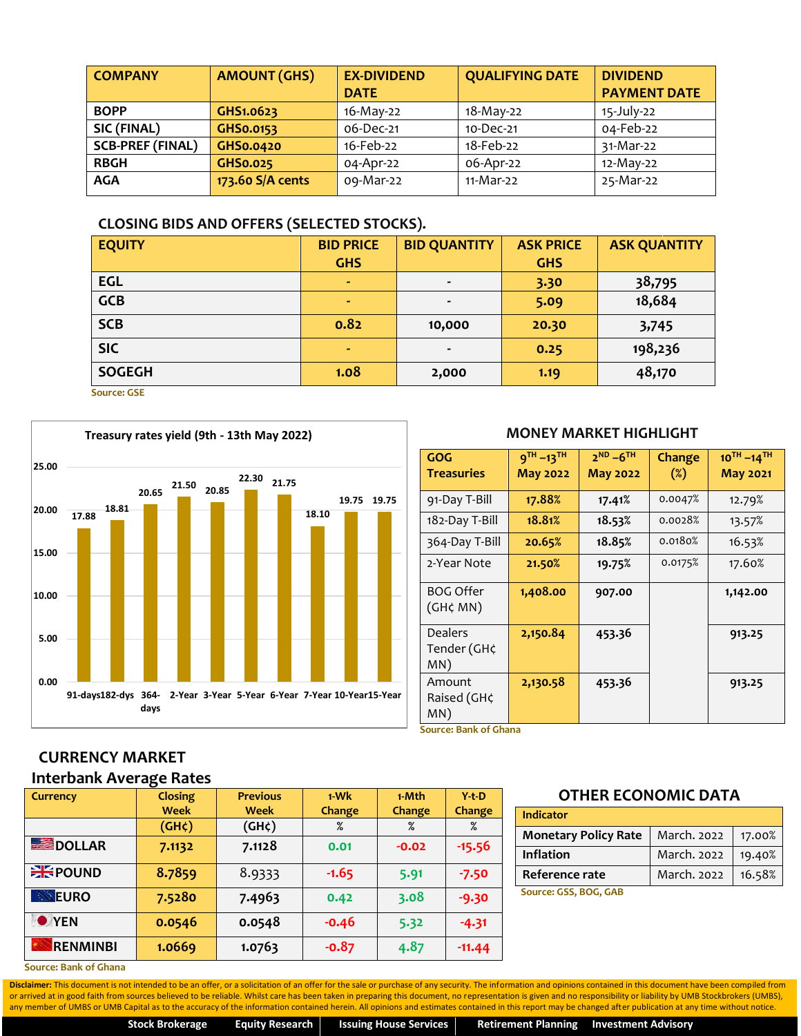| COMPANY | AMOUNT (GHS) | EX-DIVIDEND DATE | QUALIFYING DATE | DIVIDEND PAYMENT DATE |
|---|---|---|---|---|
| BOPP | GHS1.0623 | 16-May-22 | 18-May-22 | 15-July-22 |
| SIC (FINAL) | GHS0.0153 | 06-Dec-21 | 10-Dec-21 | 04-Feb-22 |
| SCB-PREF (FINAL) | GHS0.0420 | 16-Feb-22 | 18-Feb-22 | 31-Mar-22 |
| RBGH | GHS0.025 | 04-Apr-22 | 06-Apr-22 | 12-May-22 |
| AGA | 173.60 S/A cents | 09-Mar-22 | 11-Mar-22 | 25-Mar-22 |

## CLOSING BIDS AND OFFERS (SELECTED STOCKS).

| EQUITY | BID PRICE GHS | BID QUANTITY | ASK PRICE GHS | ASK QUANTITY |
|---|---|---|---|---|
| EGL | - | - | 3.30 | 38,795 |
| GCB | - | - | 5.09 | 18,684 |
| SCB | 0.82 | 10,000 | 20.30 | 3,745 |
| SIC | - | - | 0.25 | 198,236 |
| SOGEGH | 1.08 | 2,000 | 1.19 | 48,170 |

Source: GSE

Treasury rates yield (9th - 13th May 2022)

25.00
20.00
15.00
10.00
5.00
0.00

17.88 18.81 20.65 21.50 20.85 22.30 21.75 18.10 19.75 19.75

91-days 182-dys 364-days 2-Year 3-Year 5-Year 6-Year 7-Year 10-Year 15-Year

## MONEY MARKET HIGHLIGHT

| GOG Treasuries | 9TH – 13TH May 2022 | 2ND – 6TH May 2022 | Change (%) | 10TH – 14TH May 2021 |
|---|---|---|---|---|
| 91-Day T-Bill | 17.88% | 17.41% | 0.0047% | 12.79% |
| 182-Day T-Bill | 18.81% | 18.53% | 0.0028% | 13.57% |
| 364-Day T-Bill | 20.65% | 18.85% | 0.0180% | 16.53% |
| 2-Year Note | 21.50% | 19.75% | 0.0175% | 17.60% |
| BOG Offer (GH¢ MN) | 1,408.00 | 907.00 | | 1,142.00 |
| Dealers Tender (GH¢ MN) | 2,150.84 | 453.36 | | 913.25 |
| Amount Raised (GH¢ MN) | 2,130.58 | 453.36 | | 913.25 |

Source: Bank of Ghana

## CURRENCY MARKET

### Interbank Average Rates

| Currency | Closing Week | Previous Week | 1-Wk Change | 1-Mth Change | Y-t-D Change |
|---|---|---|---|---|---|
| | (GH¢) | (GH¢) | % | % | % |
| DOLLAR | 7.1132 | 7.1128 | 0.01 | -0.02 | -15.56 |
| POUND | 8.7859 | 8.9333 | -1.65 | 5.91 | -7.50 |
| EURO | 7.5280 | 7.4963 | 0.42 | 3.08 | -9.30 |
| YEN | 0.0546 | 0.0548 | -0.46 | 5.32 | -4.31 |
| RENMINBI | 1.0669 | 1.0763 | -0.87 | 4.87 | -11.44 |

Source: Bank of Ghana

## OTHER ECONOMIC DATA

| Indicator | | |
|---|---|---|
| Monetary Policy Rate | March. 2022 | 17.00% |
| Inflation | March. 2022 | 19.40% |
| Reference rate | March. 2022 | 16.58% |

Source: GSS, BOG, GAB

**Disclaimer:** This document is not intended to be an offer, or a solicitation of an offer for the sale or purchase of any security. The information and opinions contained in this document have been compiled from or arrived at in good faith from sources believed to be reliable. Whilst care has been taken in preparing this document, no representation is given and no responsibility or liability by UMB Stockbrokers (UMBS), any member of UMBS or UMB Capital as to the accuracy of the information contained herein. All opinions and estimates contained in this report may be changed after publication at any time without notice.

Stock Brokerage | Equity Research | Issuing House Services | Retirement Planning | Investment Advisory